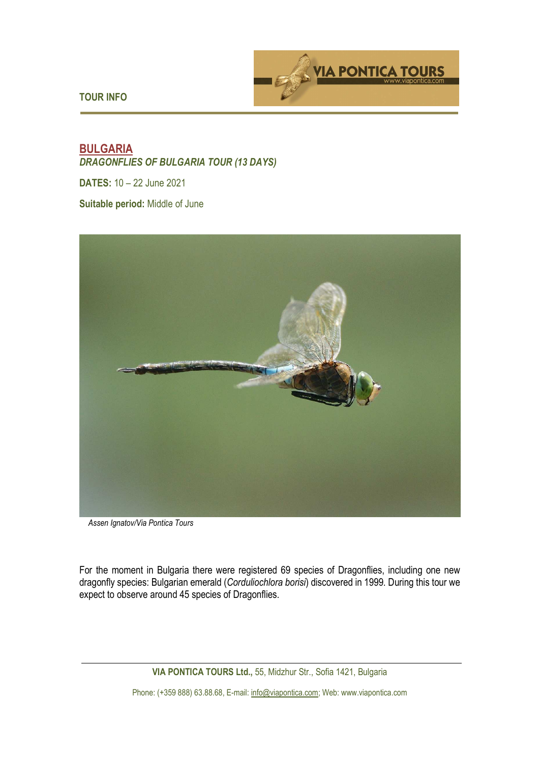TOUR INFO

# BULGARIA

***DRAGONFLIES OF BULGARIA TOUR (13 DAYS)***

**DATES:** 10 – 22 June 2021

**Suitable period:** Middle of June

*Assen Ignatov/Via Pontica Tours*

For the moment in Bulgaria there were registered 69 species of Dragonflies, including one new dragonfly species: Bulgarian emerald (*Corduliochlora borisi*) discovered in 1999. During this tour we expect to observe around 45 species of Dragonflies.

**VIA PONTICA TOURS Ltd.,** 55, Midzhur Str., Sofia 1421, Bulgaria

Phone: (+359 888) 63.88.68, E-mail: info@viapontica.com; Web: www.viapontica.com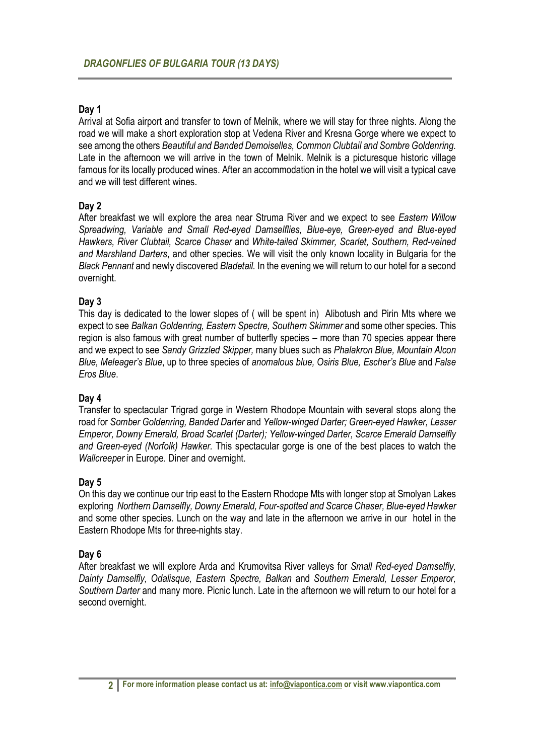## *DRAGONFLIES OF BULGARIA TOUR (13 DAYS)*

### Day 1

Arrival at Sofia airport and transfer to town of Melnik, where we will stay for three nights. Along the road we will make a short exploration stop at Vedena River and Kresna Gorge where we expect to see among the others *Beautiful and Banded Demoiselles*, *Common Clubtail and Sombre Goldenring*. Late in the afternoon we will arrive in the town of Melnik. Melnik is a picturesque historic village famous for its locally produced wines. After an accommodation in the hotel we will visit a typical cave and we will test different wines.

### Day 2

After breakfast we will explore the area near Struma River and we expect to see *Eastern Willow Spreadwing, Variable and Small Red-eyed Damselflies, Blue-eye, Green-eyed and Blue-eyed Hawkers, River Clubtail, Scarce Chaser* and *White-tailed Skimmer, Scarlet, Southern, Red-veined and Marshland Darters*, and other species. We will visit the only known locality in Bulgaria for the *Black Pennant* and newly discovered *Bladetail.* In the evening we will return to our hotel for a second overnight.

### Day 3

This day is dedicated to the lower slopes of ( will be spent in) Alibotush and Pirin Mts where we expect to see *Balkan Goldenring, Eastern Spectre, Southern Skimmer* and some other species. This region is also famous with great number of butterfly species – more than 70 species appear there and we expect to see *Sandy Grizzled Skipper*, many blues such as *Phalakron Blue, Mountain Alcon Blue, Meleager's Blue*, up to three species of *anomalous blue, Osiris Blue, Escher's Blue* and *False Eros Blue*.

### Day 4

Transfer to spectacular Trigrad gorge in Western Rhodope Mountain with several stops along the road for *Somber Goldenring, Banded Darter* and *Yellow-winged Darter; Green-eyed Hawker, Lesser Emperor, Downy Emerald, Broad Scarlet (Darter); Yellow-winged Darter, Scarce Emerald Damselfly and Green-eyed (Norfolk) Hawker*. This spectacular gorge is one of the best places to watch the *Wallcreeper* in Europe. Diner and overnight.

### Day 5

On this day we continue our trip east to the Eastern Rhodope Mts with longer stop at Smolyan Lakes exploring *Northern Damselfly, Downy Emerald, Four-spotted and Scarce Chaser, Blue-eyed Hawker* and some other species. Lunch on the way and late in the afternoon we arrive in our hotel in the Eastern Rhodope Mts for three-nights stay.

### Day 6

After breakfast we will explore Arda and Krumovitsa River valleys for *Small Red-eyed Damselfly, Dainty Damselfly, Odalisque, Eastern Spectre, Balkan* and *Southern Emerald, Lesser Emperor, Southern Darter* and many more. Picnic lunch. Late in the afternoon we will return to our hotel for a second overnight.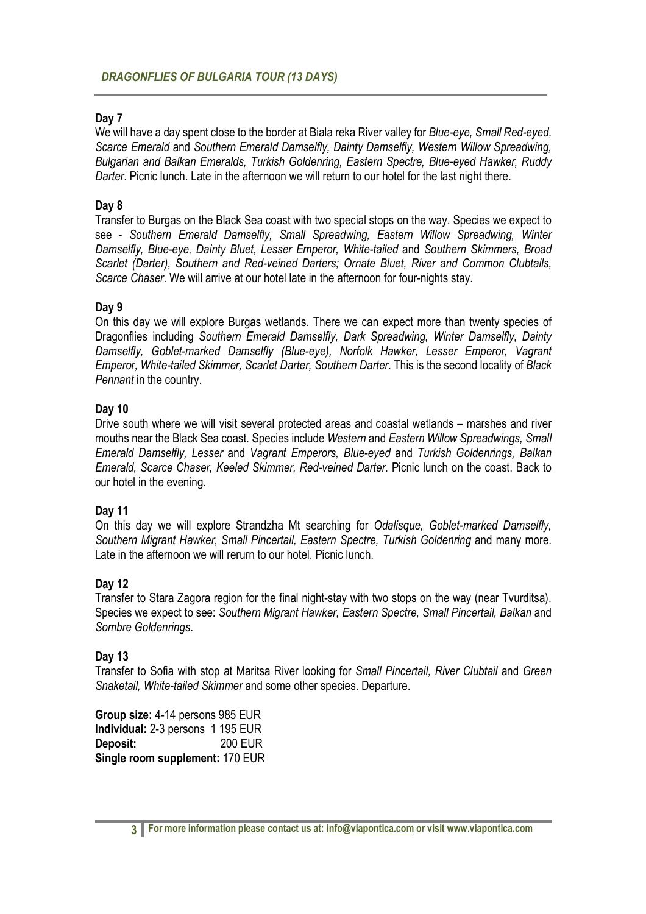## *DRAGONFLIES OF BULGARIA TOUR (13 DAYS)*

**Day 7**

We will have a day spent close to the border at Biala reka River valley for *Blue-eye, Small Red-eyed, Scarce Emerald* and *Southern Emerald Damselfly*, *Dainty Damselfly*, *Western Willow Spreadwing, Bulgarian and Balkan Emeralds, Turkish Goldenring, Eastern Spectre, Blue-eyed Hawker, Ruddy Darter*. Picnic lunch. Late in the afternoon we will return to our hotel for the last night there.

**Day 8**

Transfer to Burgas on the Black Sea coast with two special stops on the way. Species we expect to see - *Southern Emerald Damselfly, Small Spreadwing, Eastern Willow Spreadwing, Winter Damselfly, Blue-eye, Dainty Bluet, Lesser Emperor, White-tailed* and *Southern Skimmers, Broad Scarlet (Darter), Southern and Red-veined Darters; Ornate Bluet, River and Common Clubtails, Scarce Chaser*. We will arrive at our hotel late in the afternoon for four-nights stay.

**Day 9**

On this day we will explore Burgas wetlands. There we can expect more than twenty species of Dragonflies including *Southern Emerald Damselfly, Dark Spreadwing, Winter Damselfly, Dainty Damselfly, Goblet-marked Damselfly (Blue-eye), Norfolk Hawker, Lesser Emperor, Vagrant Emperor, White-tailed Skimmer, Scarlet Darter, Southern Darter*. This is the second locality of *Black Pennant* in the country.

**Day 10**

Drive south where we will visit several protected areas and coastal wetlands – marshes and river mouths near the Black Sea coast. Species include *Western* and *Eastern Willow Spreadwings, Small Emerald Damselfly, Lesser* and *Vagrant Emperors, Blue-eyed* and *Turkish Goldenrings, Balkan Emerald, Scarce Chaser, Keeled Skimmer, Red-veined Darter*. Picnic lunch on the coast. Back to our hotel in the evening.

**Day 11**

On this day we will explore Strandzha Mt searching for *Odalisque, Goblet-marked Damselfly, Southern Migrant Hawker, Small Pincertail, Eastern Spectre, Turkish Goldenring* and many more. Late in the afternoon we will rerurn to our hotel. Picnic lunch.

**Day 12**

Transfer to Stara Zagora region for the final night-stay with two stops on the way (near Tvurditsa). Species we expect to see: *Southern Migrant Hawker, Eastern Spectre, Small Pincertail, Balkan* and *Sombre Goldenrings*.

**Day 13**

Transfer to Sofia with stop at Maritsa River looking for *Small Pincertail, River Clubtail* and *Green Snaketail, White-tailed Skimmer* and some other species. Departure.

**Group size:** 4-14 persons 985 EUR
**Individual:** 2-3 persons 1 195 EUR
**Deposit:** 200 EUR
**Single room supplement:** 170 EUR

**For more information please contact us at: info@viapontica.com or visit www.viapontica.com**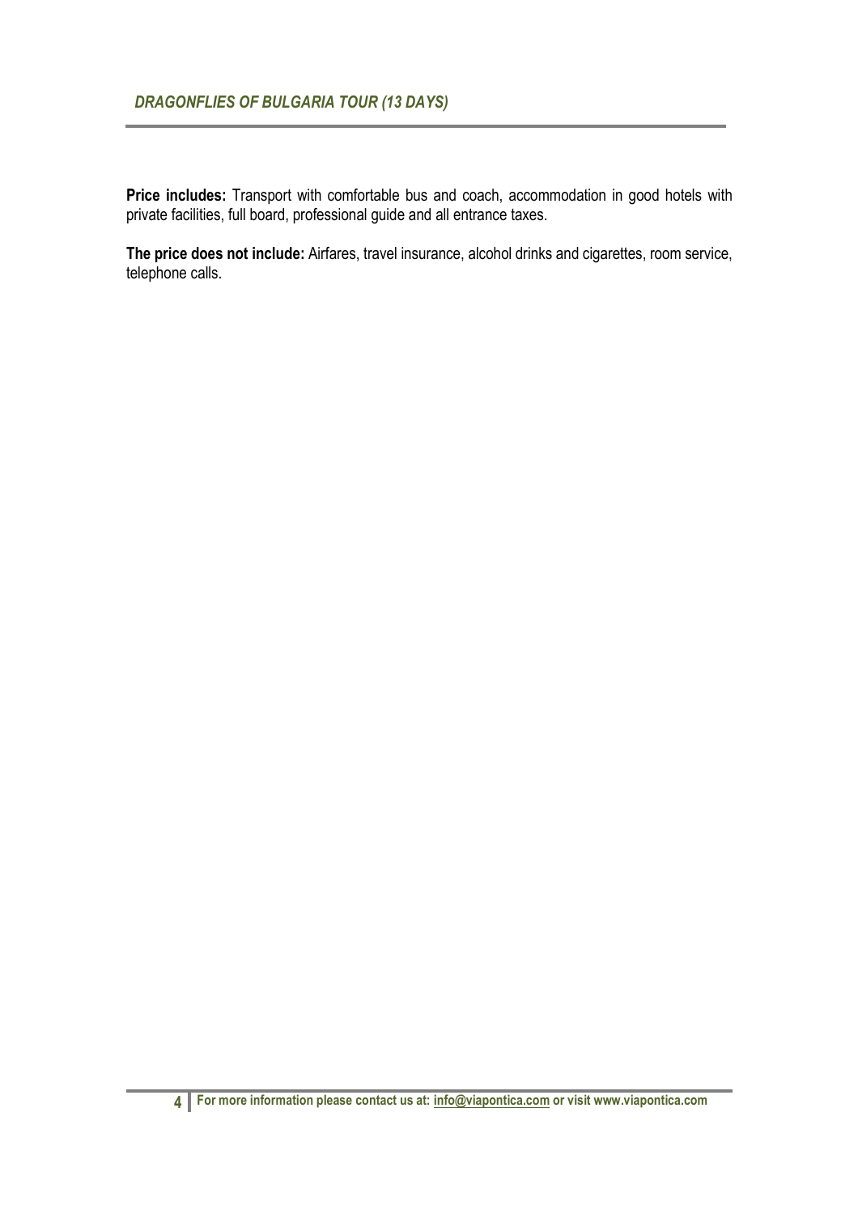**Price includes:** Transport with comfortable bus and coach, accommodation in good hotels with private facilities, full board, professional guide and all entrance taxes.

**The price does not include:** Airfares, travel insurance, alcohol drinks and cigarettes, room service, telephone calls.